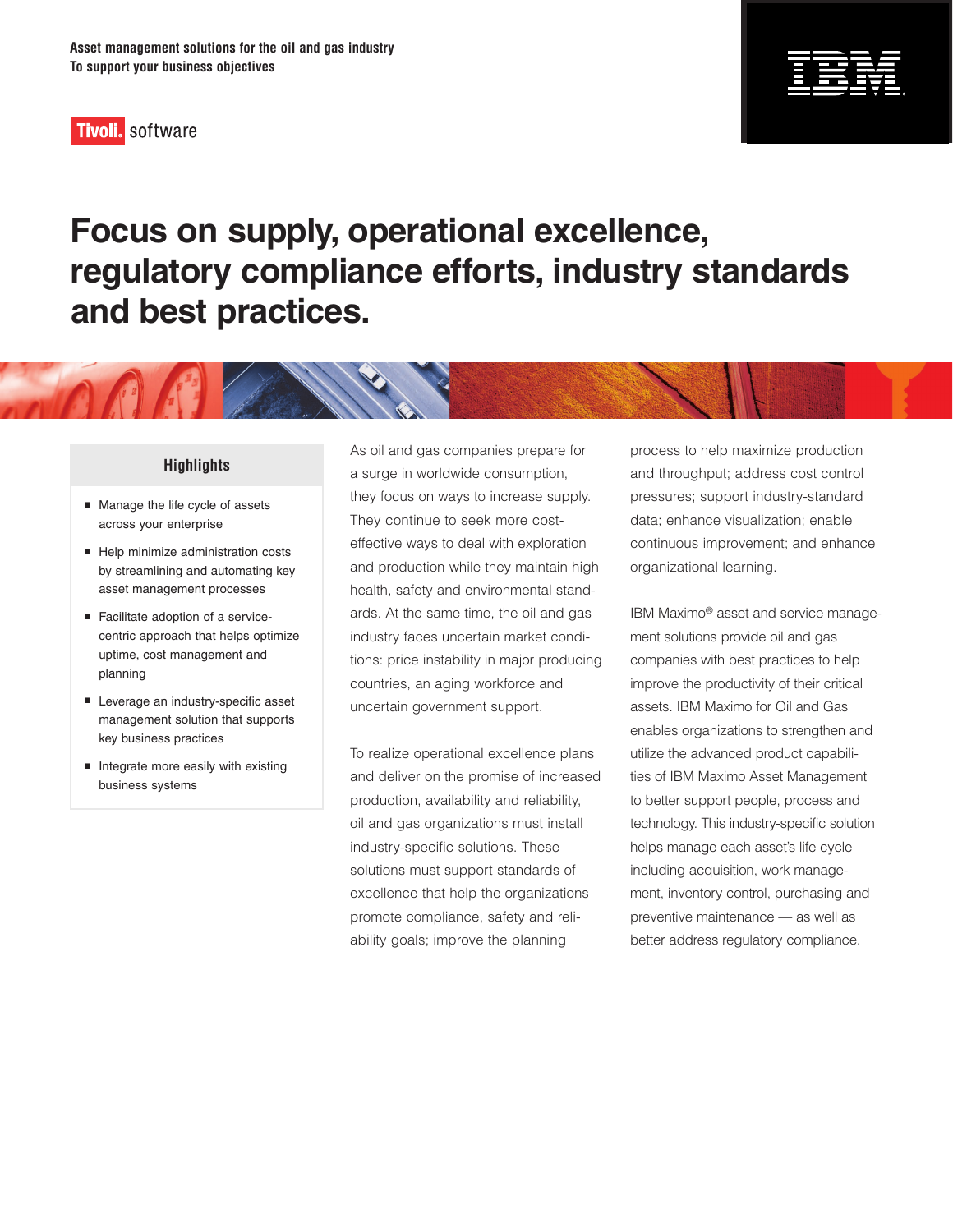Asset management solutions for the oil and gas industry
To support your business objectives

Tivoli. software

# Focus on supply, operational excellence, regulatory compliance efforts, industry standards and best practices.

### Highlights

- Manage the life cycle of assets across your enterprise
- Help minimize administration costs by streamlining and automating key asset management processes
- Facilitate adoption of a service-centric approach that helps optimize uptime, cost management and planning
- Leverage an industry-specific asset management solution that supports key business practices
- Integrate more easily with existing business systems

As oil and gas companies prepare for a surge in worldwide consumption, they focus on ways to increase supply. They continue to seek more cost-effective ways to deal with exploration and production while they maintain high health, safety and environmental standards. At the same time, the oil and gas industry faces uncertain market conditions: price instability in major producing countries, an aging workforce and uncertain government support.

To realize operational excellence plans and deliver on the promise of increased production, availability and reliability, oil and gas organizations must install industry-specific solutions. These solutions must support standards of excellence that help the organizations promote compliance, safety and reliability goals; improve the planning process to help maximize production and throughput; address cost control pressures; support industry-standard data; enhance visualization; enable continuous improvement; and enhance organizational learning.

IBM Maximo® asset and service management solutions provide oil and gas companies with best practices to help improve the productivity of their critical assets. IBM Maximo for Oil and Gas enables organizations to strengthen and utilize the advanced product capabilities of IBM Maximo Asset Management to better support people, process and technology. This industry-specific solution helps manage each asset's life cycle — including acquisition, work management, inventory control, purchasing and preventive maintenance — as well as better address regulatory compliance.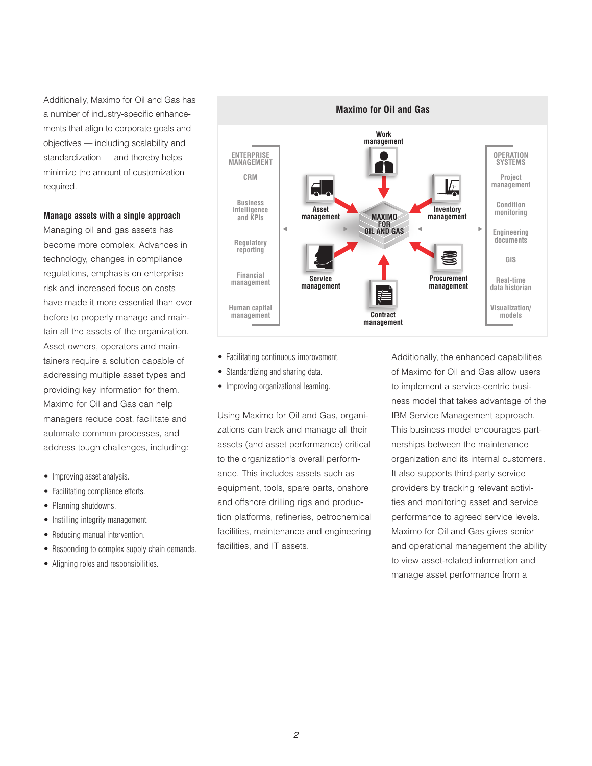Additionally, Maximo for Oil and Gas has a number of industry-specific enhancements that align to corporate goals and objectives — including scalability and standardization — and thereby helps minimize the amount of customization required.

### Manage assets with a single approach

Managing oil and gas assets has become more complex. Advances in technology, changes in compliance regulations, emphasis on enterprise risk and increased focus on costs have made it more essential than ever before to properly manage and maintain all the assets of the organization. Asset owners, operators and maintainers require a solution capable of addressing multiple asset types and providing key information for them. Maximo for Oil and Gas can help managers reduce cost, facilitate and automate common processes, and address tough challenges, including:

- Improving asset analysis.
- Facilitating compliance efforts.
- Planning shutdowns.
- Instilling integrity management.
- Reducing manual intervention.
- Responding to complex supply chain demands.
- Aligning roles and responsibilities.
- Facilitating continuous improvement.
- Standardizing and sharing data.
- Improving organizational learning.

**Maximo for Oil and Gas**

ENTERPRISE MANAGEMENT: CRM; Business intelligence and KPIs; Regulatory reporting; Financial management; Human capital management

MAXIMO FOR OIL AND GAS: Work management; Asset management; Inventory management; Service management; Procurement management; Contract management

OPERATION SYSTEMS: Project management; Condition monitoring; Engineering documents; GIS; Real-time data historian; Visualization/models

Using Maximo for Oil and Gas, organizations can track and manage all their assets (and asset performance) critical to the organization's overall performance. This includes assets such as equipment, tools, spare parts, onshore and offshore drilling rigs and production platforms, refineries, petrochemical facilities, maintenance and engineering facilities, and IT assets.

Additionally, the enhanced capabilities of Maximo for Oil and Gas allow users to implement a service-centric business model that takes advantage of the IBM Service Management approach. This business model encourages partnerships between the maintenance organization and its internal customers. It also supports third-party service providers by tracking relevant activities and monitoring asset and service performance to agreed service levels. Maximo for Oil and Gas gives senior and operational management the ability to view asset-related information and manage asset performance from a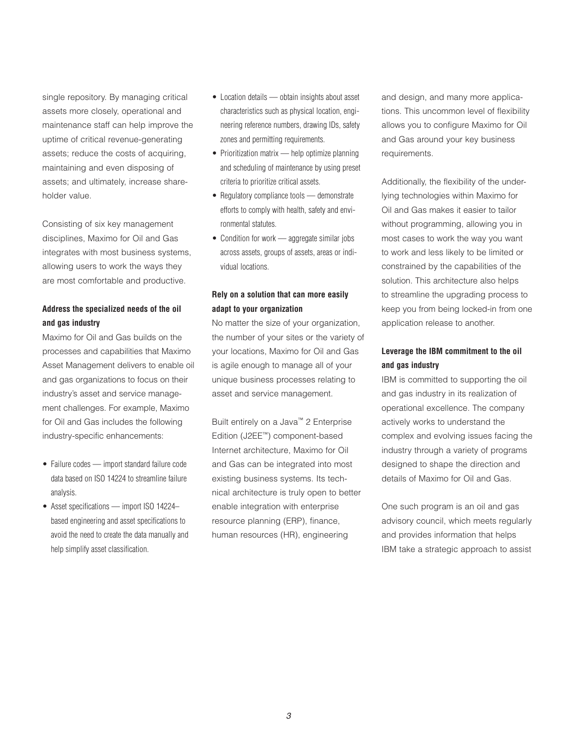single repository. By managing critical assets more closely, operational and maintenance staff can help improve the uptime of critical revenue-generating assets; reduce the costs of acquiring, maintaining and even disposing of assets; and ultimately, increase shareholder value.

Consisting of six key management disciplines, Maximo for Oil and Gas integrates with most business systems, allowing users to work the ways they are most comfortable and productive.

**Address the specialized needs of the oil and gas industry**

Maximo for Oil and Gas builds on the processes and capabilities that Maximo Asset Management delivers to enable oil and gas organizations to focus on their industry's asset and service management challenges. For example, Maximo for Oil and Gas includes the following industry-specific enhancements:

- Failure codes — import standard failure code data based on ISO 14224 to streamline failure analysis.
- Asset specifications — import ISO 14224–based engineering and asset specifications to avoid the need to create the data manually and help simplify asset classification.
- Location details — obtain insights about asset characteristics such as physical location, engineering reference numbers, drawing IDs, safety zones and permitting requirements.
- Prioritization matrix — help optimize planning and scheduling of maintenance by using preset criteria to prioritize critical assets.
- Regulatory compliance tools — demonstrate efforts to comply with health, safety and environmental statutes.
- Condition for work — aggregate similar jobs across assets, groups of assets, areas or individual locations.

**Rely on a solution that can more easily adapt to your organization**

No matter the size of your organization, the number of your sites or the variety of your locations, Maximo for Oil and Gas is agile enough to manage all of your unique business processes relating to asset and service management.

Built entirely on a Java™ 2 Enterprise Edition (J2EE™) component-based Internet architecture, Maximo for Oil and Gas can be integrated into most existing business systems. Its technical architecture is truly open to better enable integration with enterprise resource planning (ERP), finance, human resources (HR), engineering and design, and many more applications. This uncommon level of flexibility allows you to configure Maximo for Oil and Gas around your key business requirements.

Additionally, the flexibility of the underlying technologies within Maximo for Oil and Gas makes it easier to tailor without programming, allowing you in most cases to work the way you want to work and less likely to be limited or constrained by the capabilities of the solution. This architecture also helps to streamline the upgrading process to keep you from being locked-in from one application release to another.

**Leverage the IBM commitment to the oil and gas industry**

IBM is committed to supporting the oil and gas industry in its realization of operational excellence. The company actively works to understand the complex and evolving issues facing the industry through a variety of programs designed to shape the direction and details of Maximo for Oil and Gas.

One such program is an oil and gas advisory council, which meets regularly and provides information that helps IBM take a strategic approach to assist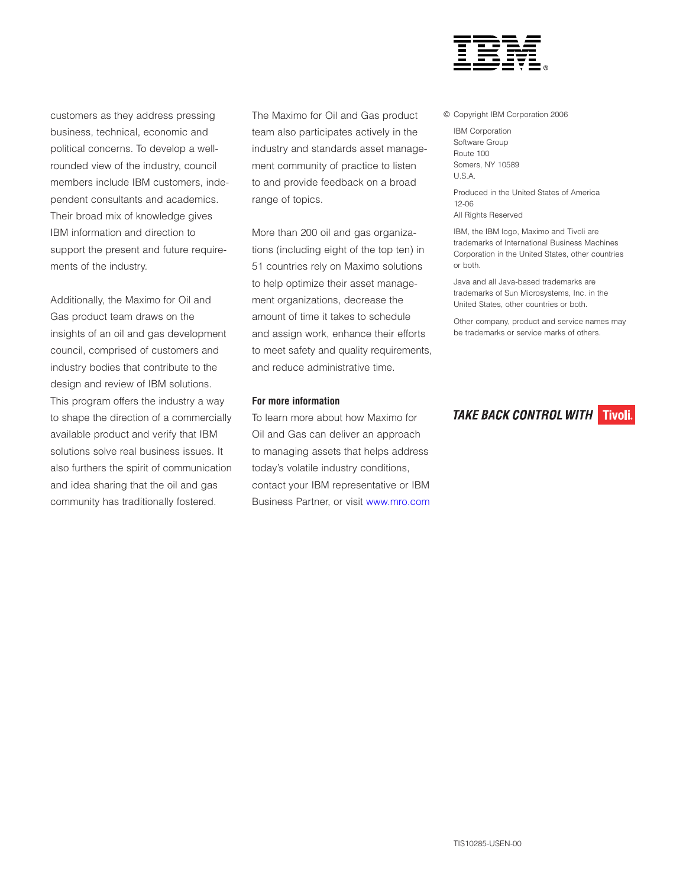customers as they address pressing business, technical, economic and political concerns. To develop a well-rounded view of the industry, council members include IBM customers, independent consultants and academics. Their broad mix of knowledge gives IBM information and direction to support the present and future requirements of the industry.

Additionally, the Maximo for Oil and Gas product team draws on the insights of an oil and gas development council, comprised of customers and industry bodies that contribute to the design and review of IBM solutions. This program offers the industry a way to shape the direction of a commercially available product and verify that IBM solutions solve real business issues. It also furthers the spirit of communication and idea sharing that the oil and gas community has traditionally fostered.

The Maximo for Oil and Gas product team also participates actively in the industry and standards asset management community of practice to listen to and provide feedback on a broad range of topics.

More than 200 oil and gas organizations (including eight of the top ten) in 51 countries rely on Maximo solutions to help optimize their asset management organizations, decrease the amount of time it takes to schedule and assign work, enhance their efforts to meet safety and quality requirements, and reduce administrative time.

### For more information

To learn more about how Maximo for Oil and Gas can deliver an approach to managing assets that helps address today's volatile industry conditions, contact your IBM representative or IBM Business Partner, or visit www.mro.com

© Copyright IBM Corporation 2006

IBM Corporation
Software Group
Route 100
Somers, NY 10589
U.S.A.

Produced in the United States of America
12-06
All Rights Reserved

IBM, the IBM logo, Maximo and Tivoli are trademarks of International Business Machines Corporation in the United States, other countries or both.

Java and all Java-based trademarks are trademarks of Sun Microsystems, Inc. in the United States, other countries or both.

Other company, product and service names may be trademarks or service marks of others.

**TAKE BACK CONTROL WITH Tivoli.**

TIS10285-USEN-00